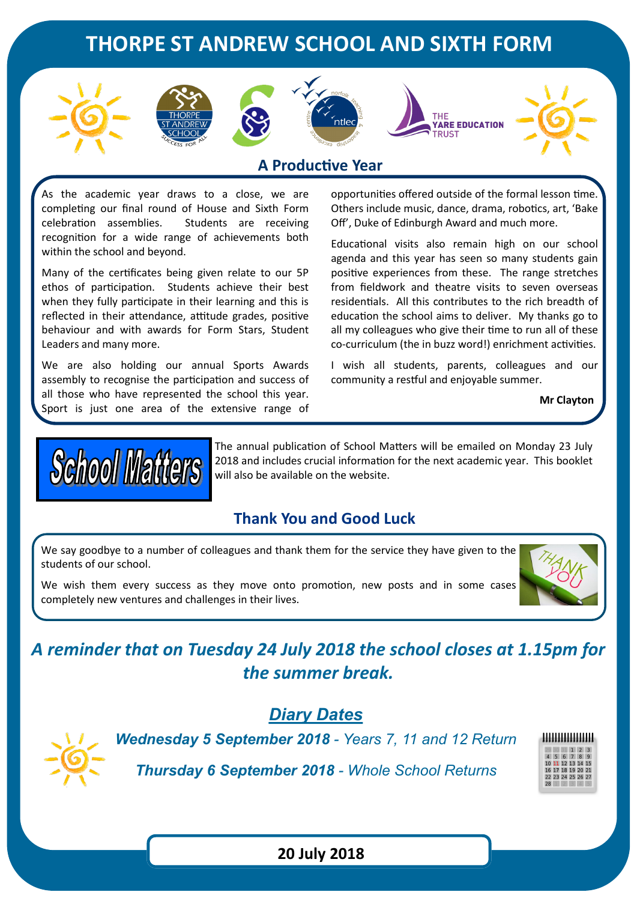# THORPE ST ANDREW SCHOOL AND SIXTH FORM

## A Productive Year

As the academic year draws to a close, we are completing our final round of House and Sixth Form celebration assemblies. Students are receiving recognition for a wide range of achievements both within the school and beyond.

Many of the certificates being given relate to our 5P ethos of participation. Students achieve their best when they fully participate in their learning and this is reflected in their attendance, attitude grades, positive behaviour and with awards for Form Stars, Student Leaders and many more.

We are also holding our annual Sports Awards assembly to recognise the participation and success of all those who have represented the school this year. Sport is just one area of the extensive range of opportunities offered outside of the formal lesson time. Others include music, dance, drama, robotics, art, 'Bake Off', Duke of Edinburgh Award and much more.

Educational visits also remain high on our school agenda and this year has seen so many students gain positive experiences from these. The range stretches from fieldwork and theatre visits to seven overseas residentials. All this contributes to the rich breadth of education the school aims to deliver. My thanks go to all my colleagues who give their time to run all of these co-curriculum (the in buzz word!) enrichment activities.

I wish all students, parents, colleagues and our community a restful and enjoyable summer.

**Mr Clayton**

**School Matters**

The annual publication of School Matters will be emailed on Monday 23 July 2018 and includes crucial information for the next academic year. This booklet will also be available on the website.

## Thank You and Good Luck

We say goodbye to a number of colleagues and thank them for the service they have given to the students of our school.

We wish them every success as they move onto promotion, new posts and in some cases completely new ventures and challenges in their lives.

***A reminder that on Tuesday 24 July 2018 the school closes at 1.15pm for the summer break.***

## *Diary Dates*

***Wednesday 5 September 2018*** *- Years 7, 11 and 12 Return*

***Thursday 6 September 2018*** *- Whole School Returns*

**20 July 2018**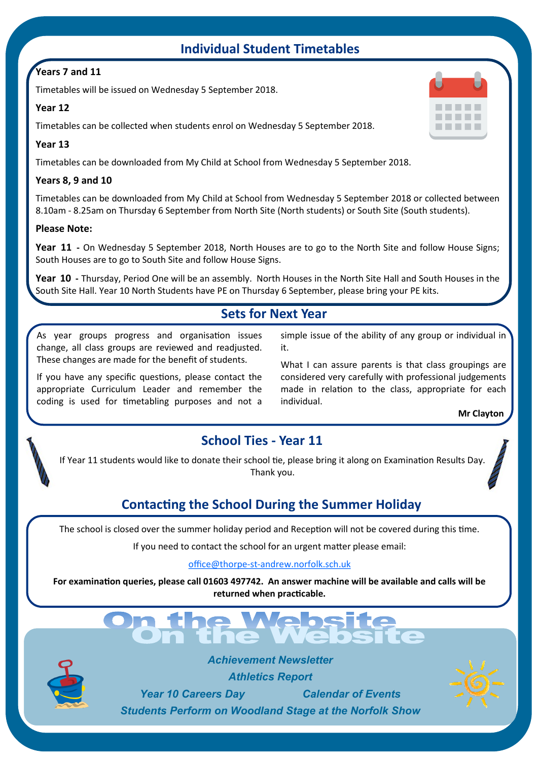## Individual Student Timetables

**Years 7 and 11**

Timetables will be issued on Wednesday 5 September 2018.

**Year 12**

Timetables can be collected when students enrol on Wednesday 5 September 2018.

**Year 13**

Timetables can be downloaded from My Child at School from Wednesday 5 September 2018.

**Years 8, 9 and 10**

Timetables can be downloaded from My Child at School from Wednesday 5 September 2018 or collected between 8.10am - 8.25am on Thursday 6 September from North Site (North students) or South Site (South students).

**Please Note:**

**Year 11 -** On Wednesday 5 September 2018, North Houses are to go to the North Site and follow House Signs; South Houses are to go to South Site and follow House Signs.

**Year 10 -** Thursday, Period One will be an assembly. North Houses in the North Site Hall and South Houses in the South Site Hall. Year 10 North Students have PE on Thursday 6 September, please bring your PE kits.

## Sets for Next Year

As year groups progress and organisation issues change, all class groups are reviewed and readjusted. These changes are made for the benefit of students.

If you have any specific questions, please contact the appropriate Curriculum Leader and remember the coding is used for timetabling purposes and not a simple issue of the ability of any group or individual in it.

What I can assure parents is that class groupings are considered very carefully with professional judgements made in relation to the class, appropriate for each individual.

**Mr Clayton**

## School Ties - Year 11

If Year 11 students would like to donate their school tie, please bring it along on Examination Results Day. Thank you.

## Contacting the School During the Summer Holiday

The school is closed over the summer holiday period and Reception will not be covered during this time.

If you need to contact the school for an urgent matter please email:

office@thorpe-st-andrew.norfolk.sch.uk

**For examination queries, please call 01603 497742. An answer machine will be available and calls will be returned when practicable.**

## On the Website

***Achievement Newsletter***

***Athletics Report***

***Year 10 Careers Day***

***Calendar of Events***

***Students Perform on Woodland Stage at the Norfolk Show***